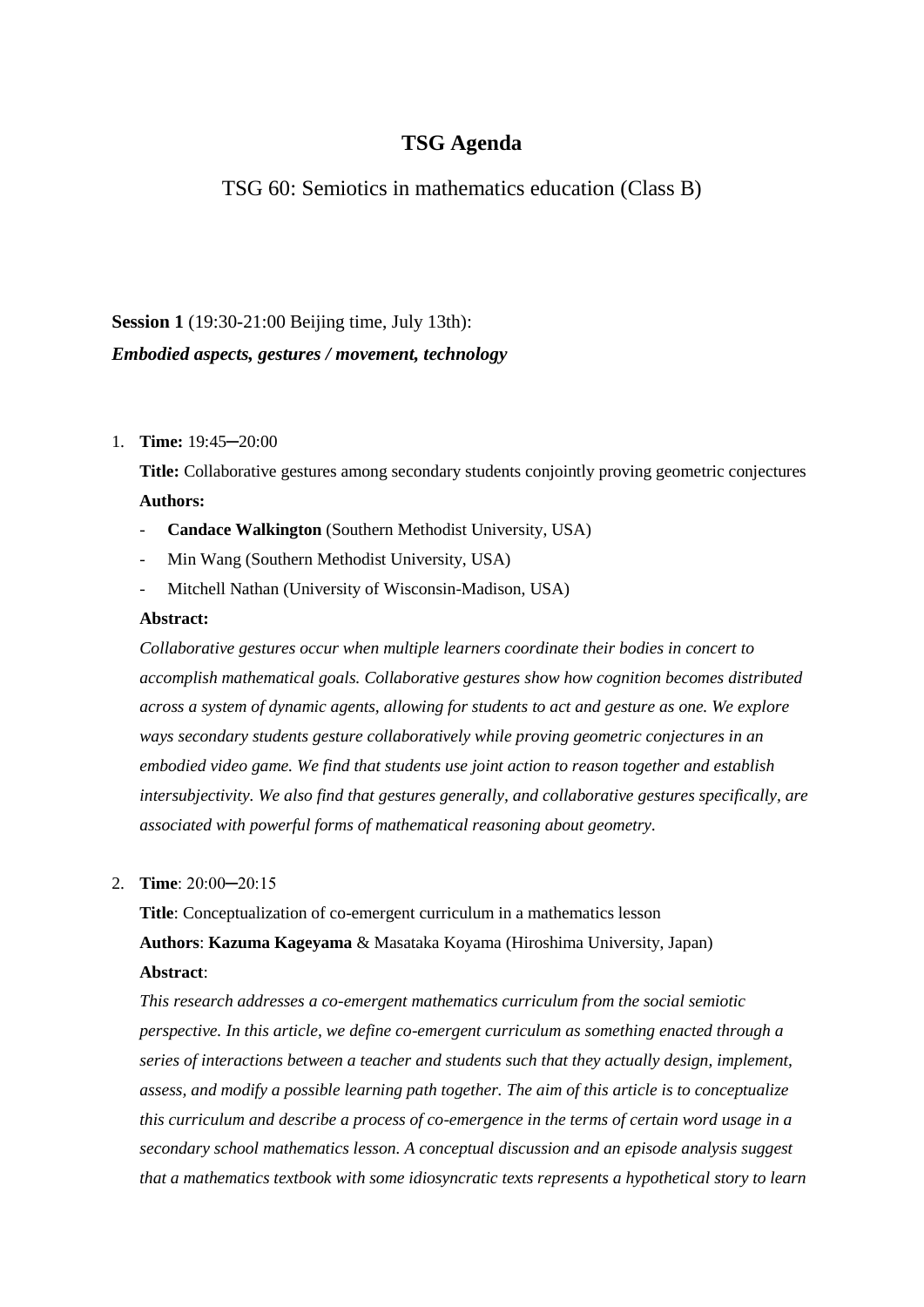# TSG Agenda

## TSG 60: Semiotics in mathematics education (Class B)

**Session 1** (19:30-21:00 Beijing time, July 13th):
***Embodied aspects, gestures / movement, technology***

1. **Time:** 19:45─20:00

   **Title:** Collaborative gestures among secondary students conjointly proving geometric conjectures

   **Authors:**

   - **Candace Walkington** (Southern Methodist University, USA)
   - Min Wang (Southern Methodist University, USA)
   - Mitchell Nathan (University of Wisconsin-Madison, USA)

   **Abstract:**

   *Collaborative gestures occur when multiple learners coordinate their bodies in concert to accomplish mathematical goals. Collaborative gestures show how cognition becomes distributed across a system of dynamic agents, allowing for students to act and gesture as one. We explore ways secondary students gesture collaboratively while proving geometric conjectures in an embodied video game. We find that students use joint action to reason together and establish intersubjectivity. We also find that gestures generally, and collaborative gestures specifically, are associated with powerful forms of mathematical reasoning about geometry.*

2. **Time**: 20:00─20:15

   **Title**: Conceptualization of co-emergent curriculum in a mathematics lesson

   **Authors**: **Kazuma Kageyama** & Masataka Koyama (Hiroshima University, Japan)

   **Abstract**:

   *This research addresses a co-emergent mathematics curriculum from the social semiotic perspective. In this article, we define co-emergent curriculum as something enacted through a series of interactions between a teacher and students such that they actually design, implement, assess, and modify a possible learning path together. The aim of this article is to conceptualize this curriculum and describe a process of co-emergence in the terms of certain word usage in a secondary school mathematics lesson. A conceptual discussion and an episode analysis suggest that a mathematics textbook with some idiosyncratic texts represents a hypothetical story to learn*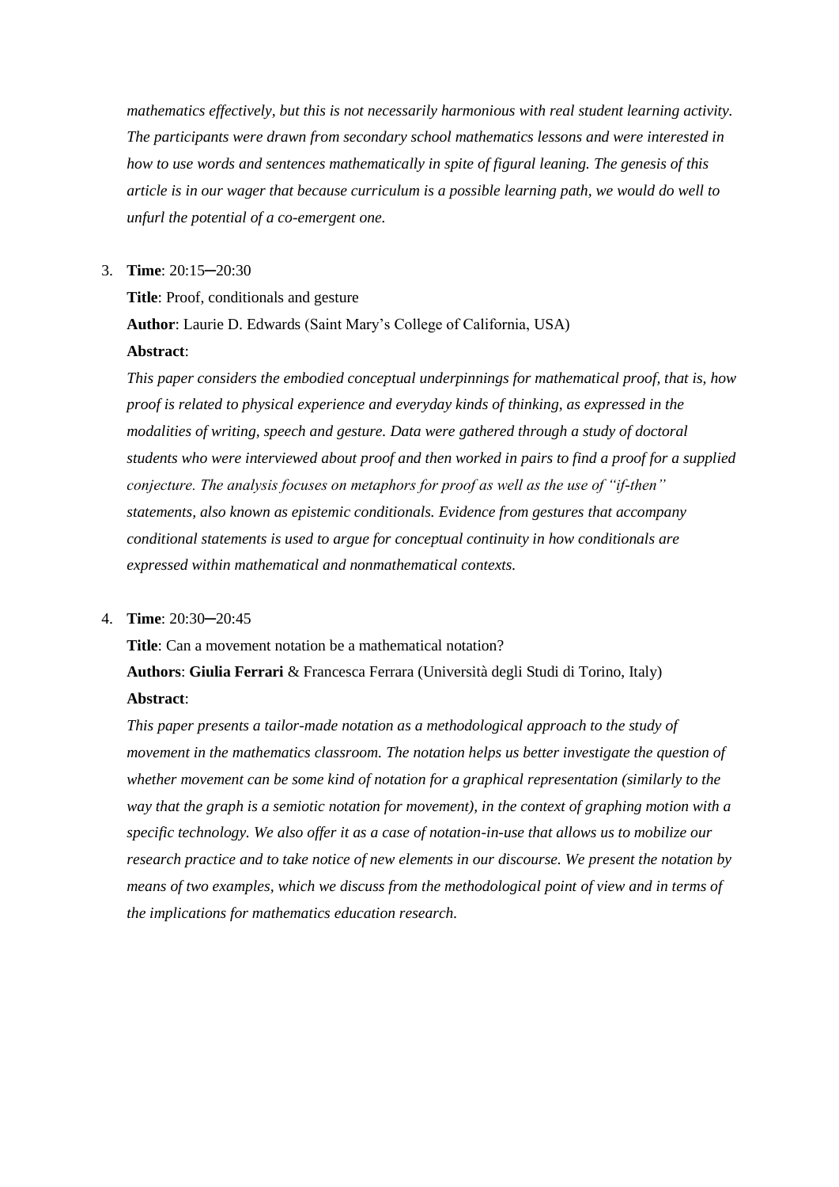*mathematics effectively, but this is not necessarily harmonious with real student learning activity. The participants were drawn from secondary school mathematics lessons and were interested in how to use words and sentences mathematically in spite of figural leaning. The genesis of this article is in our wager that because curriculum is a possible learning path, we would do well to unfurl the potential of a co-emergent one.*

3. **Time**: 20:15─20:30

   **Title**: Proof, conditionals and gesture

   **Author**: Laurie D. Edwards (Saint Mary's College of California, USA)

   **Abstract**:

   *This paper considers the embodied conceptual underpinnings for mathematical proof, that is, how proof is related to physical experience and everyday kinds of thinking, as expressed in the modalities of writing, speech and gesture. Data were gathered through a study of doctoral students who were interviewed about proof and then worked in pairs to find a proof for a supplied conjecture. The analysis focuses on metaphors for proof as well as the use of "if-then" statements, also known as epistemic conditionals. Evidence from gestures that accompany conditional statements is used to argue for conceptual continuity in how conditionals are expressed within mathematical and nonmathematical contexts.*

4. **Time**: 20:30─20:45

   **Title**: Can a movement notation be a mathematical notation?

   **Authors**: **Giulia Ferrari** & Francesca Ferrara (Università degli Studi di Torino, Italy)

   **Abstract**:

   *This paper presents a tailor-made notation as a methodological approach to the study of movement in the mathematics classroom. The notation helps us better investigate the question of whether movement can be some kind of notation for a graphical representation (similarly to the way that the graph is a semiotic notation for movement), in the context of graphing motion with a specific technology. We also offer it as a case of notation-in-use that allows us to mobilize our research practice and to take notice of new elements in our discourse. We present the notation by means of two examples, which we discuss from the methodological point of view and in terms of the implications for mathematics education research.*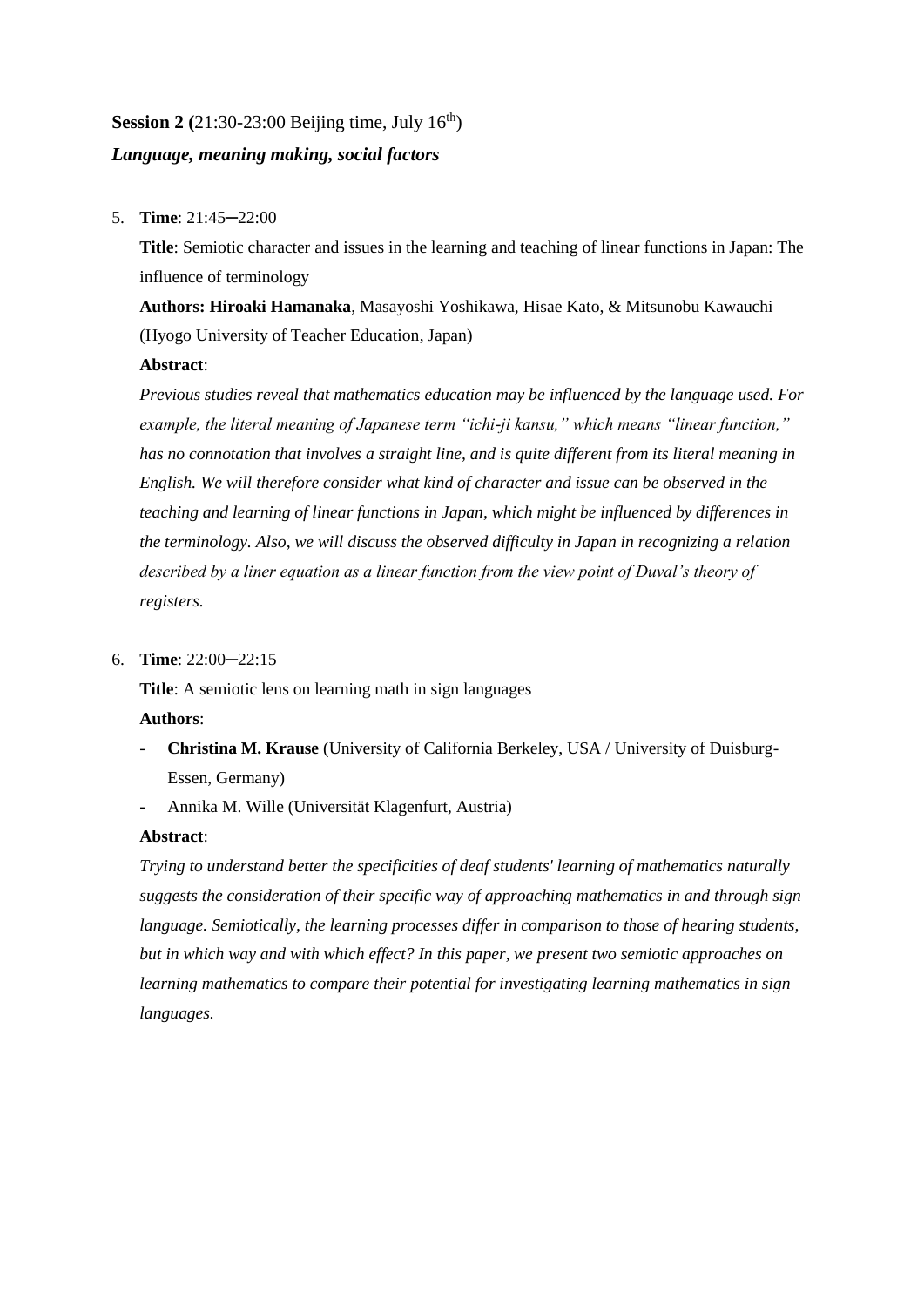**Session 2 (**21:30-23:00 Beijing time, July 16th)

***Language, meaning making, social factors***

5. **Time**: 21:45─22:00

   **Title**: Semiotic character and issues in the learning and teaching of linear functions in Japan: The influence of terminology

   **Authors: Hiroaki Hamanaka**, Masayoshi Yoshikawa, Hisae Kato, & Mitsunobu Kawauchi (Hyogo University of Teacher Education, Japan)

   **Abstract**:

   *Previous studies reveal that mathematics education may be influenced by the language used. For example, the literal meaning of Japanese term "ichi-ji kansu," which means "linear function," has no connotation that involves a straight line, and is quite different from its literal meaning in English. We will therefore consider what kind of character and issue can be observed in the teaching and learning of linear functions in Japan, which might be influenced by differences in the terminology. Also, we will discuss the observed difficulty in Japan in recognizing a relation described by a liner equation as a linear function from the view point of Duval's theory of registers.*

6. **Time**: 22:00─22:15

   **Title**: A semiotic lens on learning math in sign languages

   **Authors**:

   - **Christina M. Krause** (University of California Berkeley, USA / University of Duisburg-Essen, Germany)
   - Annika M. Wille (Universität Klagenfurt, Austria)

   **Abstract**:

   *Trying to understand better the specificities of deaf students' learning of mathematics naturally suggests the consideration of their specific way of approaching mathematics in and through sign language. Semiotically, the learning processes differ in comparison to those of hearing students, but in which way and with which effect? In this paper, we present two semiotic approaches on learning mathematics to compare their potential for investigating learning mathematics in sign languages.*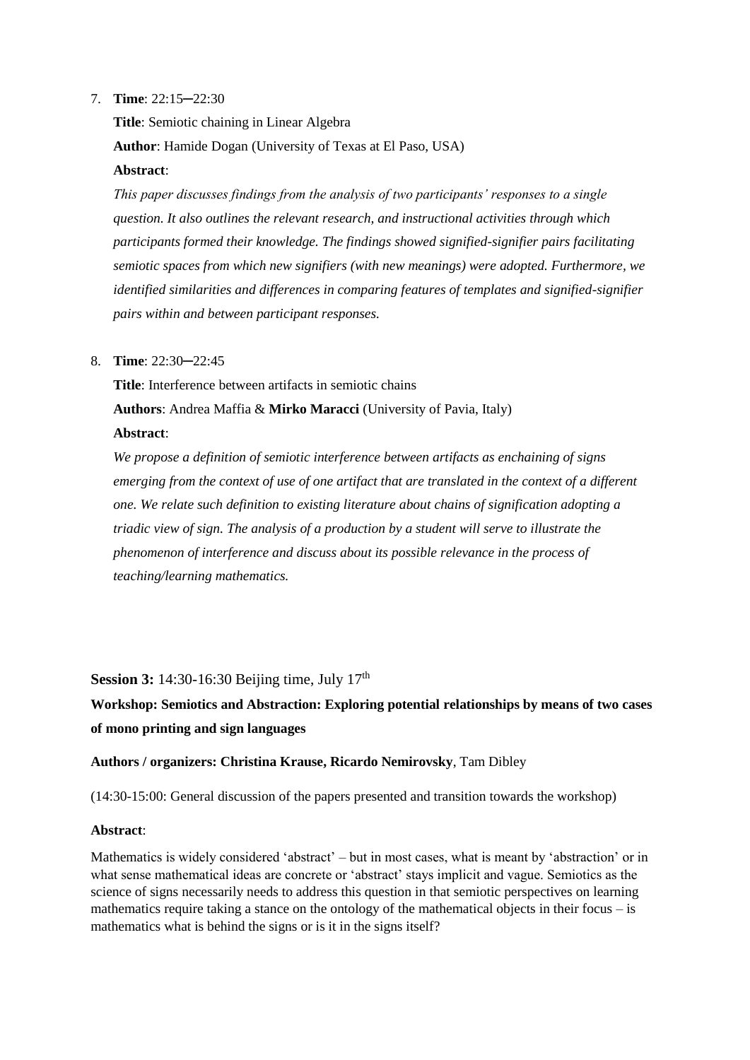7. **Time**: 22:15─22:30

   **Title**: Semiotic chaining in Linear Algebra

   **Author**: Hamide Dogan (University of Texas at El Paso, USA)

   **Abstract**:

   *This paper discusses findings from the analysis of two participants' responses to a single question. It also outlines the relevant research, and instructional activities through which participants formed their knowledge. The findings showed signified-signifier pairs facilitating semiotic spaces from which new signifiers (with new meanings) were adopted. Furthermore, we identified similarities and differences in comparing features of templates and signified-signifier pairs within and between participant responses.*

8. **Time**: 22:30─22:45

   **Title**: Interference between artifacts in semiotic chains

   **Authors**: Andrea Maffia & **Mirko Maracci** (University of Pavia, Italy)

   **Abstract**:

   *We propose a definition of semiotic interference between artifacts as enchaining of signs emerging from the context of use of one artifact that are translated in the context of a different one. We relate such definition to existing literature about chains of signification adopting a triadic view of sign. The analysis of a production by a student will serve to illustrate the phenomenon of interference and discuss about its possible relevance in the process of teaching/learning mathematics.*

**Session 3:** 14:30-16:30 Beijing time, July 17th

**Workshop: Semiotics and Abstraction: Exploring potential relationships by means of two cases of mono printing and sign languages**

**Authors / organizers: Christina Krause, Ricardo Nemirovsky**, Tam Dibley

(14:30-15:00: General discussion of the papers presented and transition towards the workshop)

**Abstract**:

Mathematics is widely considered 'abstract' – but in most cases, what is meant by 'abstraction' or in what sense mathematical ideas are concrete or 'abstract' stays implicit and vague. Semiotics as the science of signs necessarily needs to address this question in that semiotic perspectives on learning mathematics require taking a stance on the ontology of the mathematical objects in their focus – is mathematics what is behind the signs or is it in the signs itself?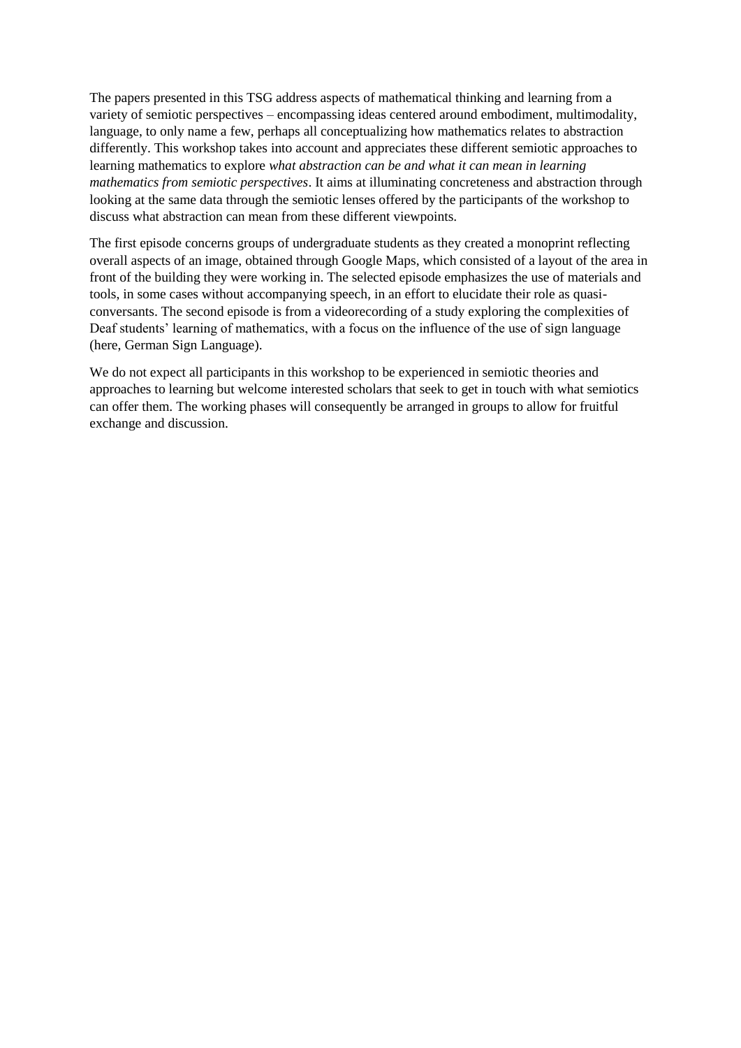The papers presented in this TSG address aspects of mathematical thinking and learning from a variety of semiotic perspectives – encompassing ideas centered around embodiment, multimodality, language, to only name a few, perhaps all conceptualizing how mathematics relates to abstraction differently. This workshop takes into account and appreciates these different semiotic approaches to learning mathematics to explore *what abstraction can be and what it can mean in learning mathematics from semiotic perspectives*. It aims at illuminating concreteness and abstraction through looking at the same data through the semiotic lenses offered by the participants of the workshop to discuss what abstraction can mean from these different viewpoints.

The first episode concerns groups of undergraduate students as they created a monoprint reflecting overall aspects of an image, obtained through Google Maps, which consisted of a layout of the area in front of the building they were working in. The selected episode emphasizes the use of materials and tools, in some cases without accompanying speech, in an effort to elucidate their role as quasi-conversants. The second episode is from a videorecording of a study exploring the complexities of Deaf students' learning of mathematics, with a focus on the influence of the use of sign language (here, German Sign Language).

We do not expect all participants in this workshop to be experienced in semiotic theories and approaches to learning but welcome interested scholars that seek to get in touch with what semiotics can offer them. The working phases will consequently be arranged in groups to allow for fruitful exchange and discussion.